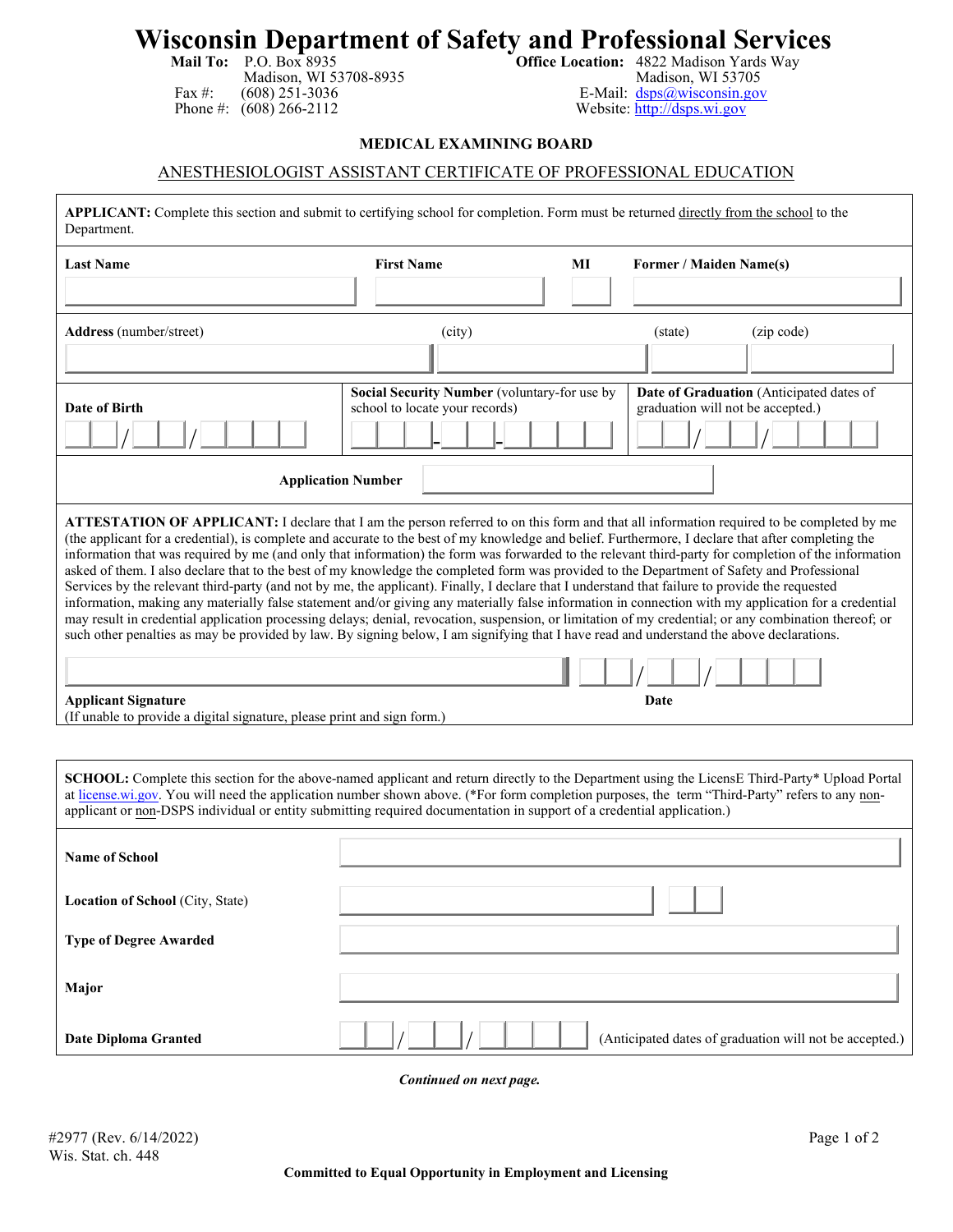# Wisconsin Department of Safety and Professional Services

**Mail To:** P.O. Box 8935
Madison, WI 53708-8935
Fax #: (608) 251-3036
Phone #: (608) 266-2112

**Office Location:** 4822 Madison Yards Way
Madison, WI 53705
E-Mail: dsps@wisconsin.gov
Website: http://dsps.wi.gov

## MEDICAL EXAMINING BOARD

## ANESTHESIOLOGIST ASSISTANT CERTIFICATE OF PROFESSIONAL EDUCATION

**APPLICANT:** Complete this section and submit to certifying school for completion. Form must be returned directly from the school to the Department.

| Last Name | First Name | MI | Former / Maiden Name(s) |
|---|---|---|---|
| | | | |

| Address (number/street) | (city) | (state) | (zip code) |
|---|---|---|---|
| | | | |

| Date of Birth | Social Security Number (voluntary-for use by school to locate your records) | Date of Graduation (Anticipated dates of graduation will not be accepted.) |
|---|---|---|
| / / | - - | / / |

**Application Number** ____________________

**ATTESTATION OF APPLICANT:** I declare that I am the person referred to on this form and that all information required to be completed by me (the applicant for a credential), is complete and accurate to the best of my knowledge and belief. Furthermore, I declare that after completing the information that was required by me (and only that information) the form was forwarded to the relevant third-party for completion of the information asked of them. I also declare that to the best of my knowledge the completed form was provided to the Department of Safety and Professional Services by the relevant third-party (and not by me, the applicant). Finally, I declare that I understand that failure to provide the requested information, making any materially false statement and/or giving any materially false information in connection with my application for a credential may result in credential application processing delays; denial, revocation, suspension, or limitation of my credential; or any combination thereof; or such other penalties as may be provided by law. By signing below, I am signifying that I have read and understand the above declarations.

____________________ &nbsp;&nbsp; / /

**Applicant Signature** &nbsp;&nbsp; **Date**
(If unable to provide a digital signature, please print and sign form.)

**SCHOOL:** Complete this section for the above-named applicant and return directly to the Department using the LicensE Third-Party* Upload Portal at license.wi.gov. You will need the application number shown above. (*For form completion purposes, the term "Third-Party" refers to any non-applicant or non-DSPS individual or entity submitting required documentation in support of a credential application.)

| | |
|---|---|
| **Name of School** | |
| **Location of School** (City, State) | |
| **Type of Degree Awarded** | |
| **Major** | |
| **Date Diploma Granted** | / / (Anticipated dates of graduation will not be accepted.) |

***Continued on next page.***

#2977 (Rev. 6/14/2022)
Wis. Stat. ch. 448

**Committed to Equal Opportunity in Employment and Licensing**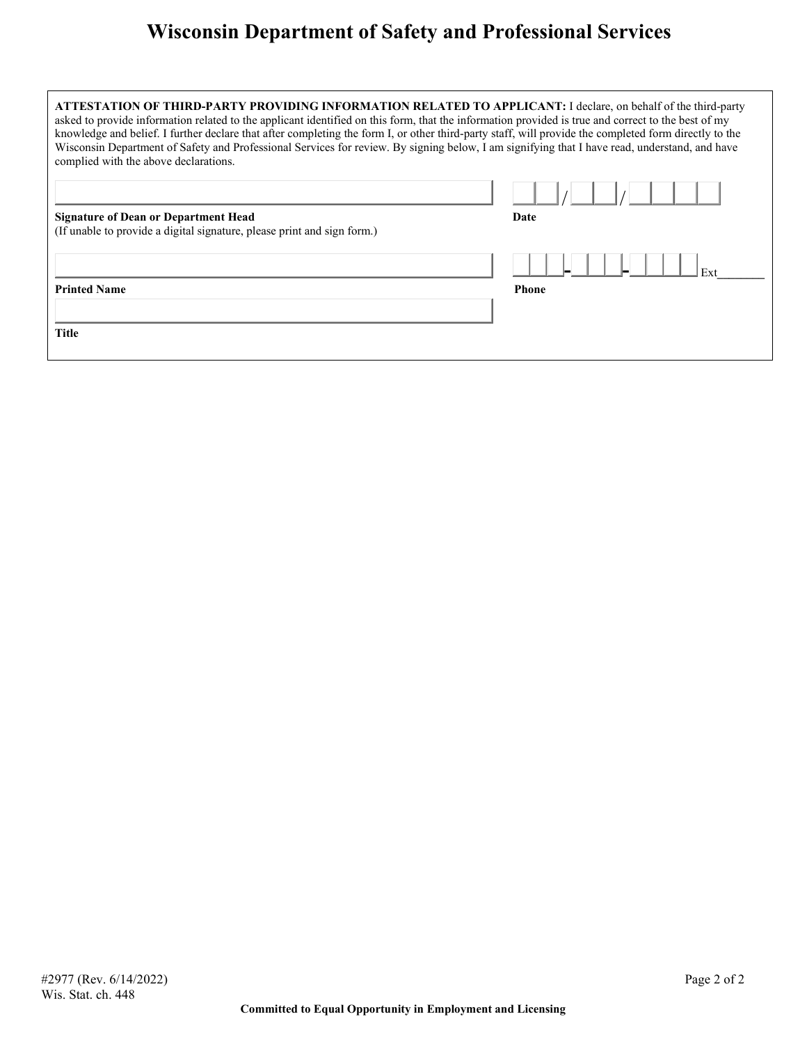# Wisconsin Department of Safety and Professional Services

**ATTESTATION OF THIRD-PARTY PROVIDING INFORMATION RELATED TO APPLICANT:** I declare, on behalf of the third-party asked to provide information related to the applicant identified on this form, that the information provided is true and correct to the best of my knowledge and belief. I further declare that after completing the form I, or other third-party staff, will provide the completed form directly to the Wisconsin Department of Safety and Professional Services for review. By signing below, I am signifying that I have read, understand, and have complied with the above declarations.

**Signature of Dean or Department Head**
(If unable to provide a digital signature, please print and sign form.)

**Date** ___ / ___ / _____

**Printed Name**

**Phone** ___-___-____ Ext_______

**Title**

#2977 (Rev. 6/14/2022)
Wis. Stat. ch. 448

**Committed to Equal Opportunity in Employment and Licensing**